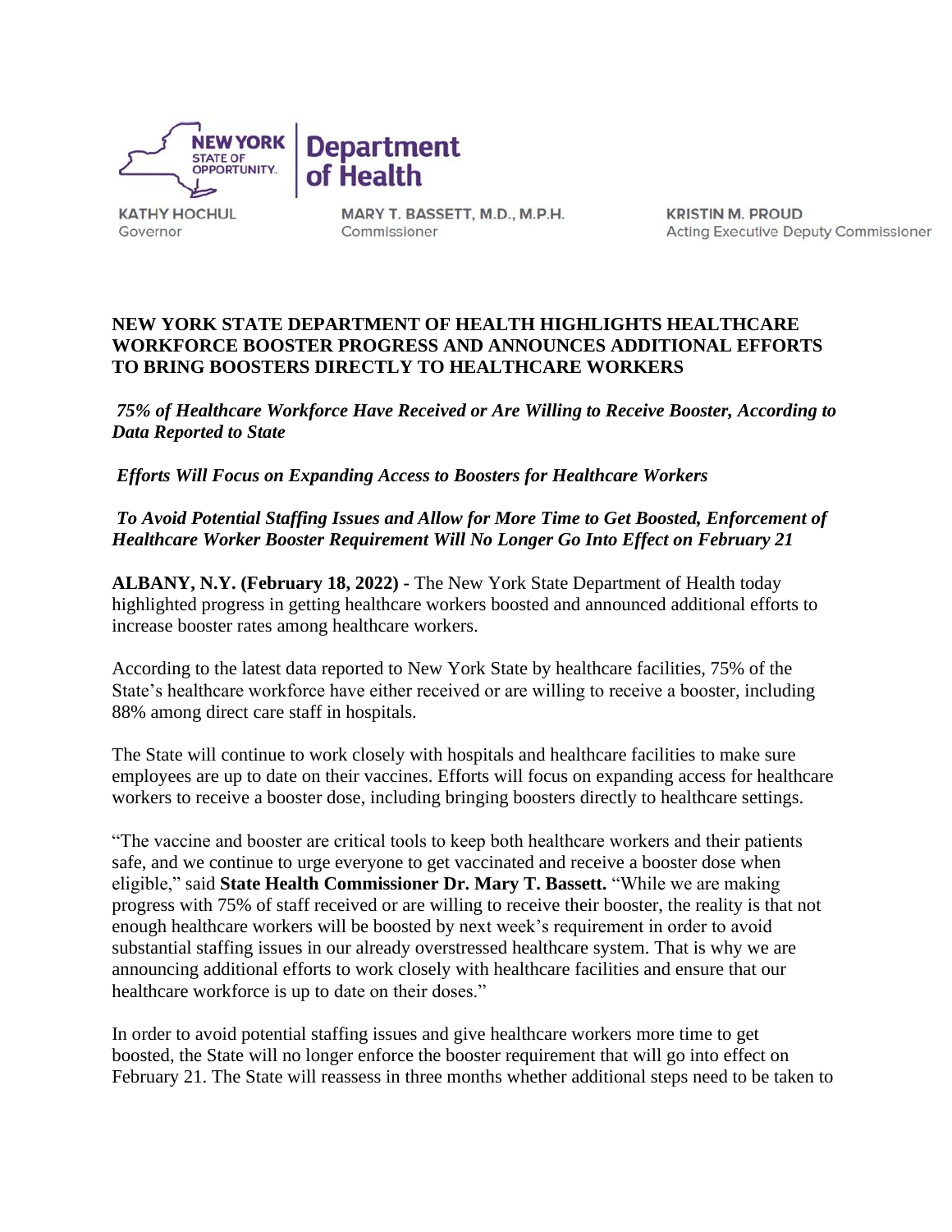NEW YORK STATE OF OPPORTUNITY. | Department of Health

KATHY HOCHUL
Governor

MARY T. BASSETT, M.D., M.P.H.
Commissioner

KRISTIN M. PROUD
Acting Executive Deputy Commissioner

# NEW YORK STATE DEPARTMENT OF HEALTH HIGHLIGHTS HEALTHCARE WORKFORCE BOOSTER PROGRESS AND ANNOUNCES ADDITIONAL EFFORTS TO BRING BOOSTERS DIRECTLY TO HEALTHCARE WORKERS

***75% of Healthcare Workforce Have Received or Are Willing to Receive Booster, According to Data Reported to State***

***Efforts Will Focus on Expanding Access to Boosters for Healthcare Workers***

***To Avoid Potential Staffing Issues and Allow for More Time to Get Boosted, Enforcement of Healthcare Worker Booster Requirement Will No Longer Go Into Effect on February 21***

**ALBANY, N.Y. (February 18, 2022) -** The New York State Department of Health today highlighted progress in getting healthcare workers boosted and announced additional efforts to increase booster rates among healthcare workers.

According to the latest data reported to New York State by healthcare facilities, 75% of the State's healthcare workforce have either received or are willing to receive a booster, including 88% among direct care staff in hospitals.

The State will continue to work closely with hospitals and healthcare facilities to make sure employees are up to date on their vaccines. Efforts will focus on expanding access for healthcare workers to receive a booster dose, including bringing boosters directly to healthcare settings.

"The vaccine and booster are critical tools to keep both healthcare workers and their patients safe, and we continue to urge everyone to get vaccinated and receive a booster dose when eligible," said **State Health Commissioner Dr. Mary T. Bassett.** "While we are making progress with 75% of staff received or are willing to receive their booster, the reality is that not enough healthcare workers will be boosted by next week's requirement in order to avoid substantial staffing issues in our already overstressed healthcare system. That is why we are announcing additional efforts to work closely with healthcare facilities and ensure that our healthcare workforce is up to date on their doses."

In order to avoid potential staffing issues and give healthcare workers more time to get boosted, the State will no longer enforce the booster requirement that will go into effect on February 21. The State will reassess in three months whether additional steps need to be taken to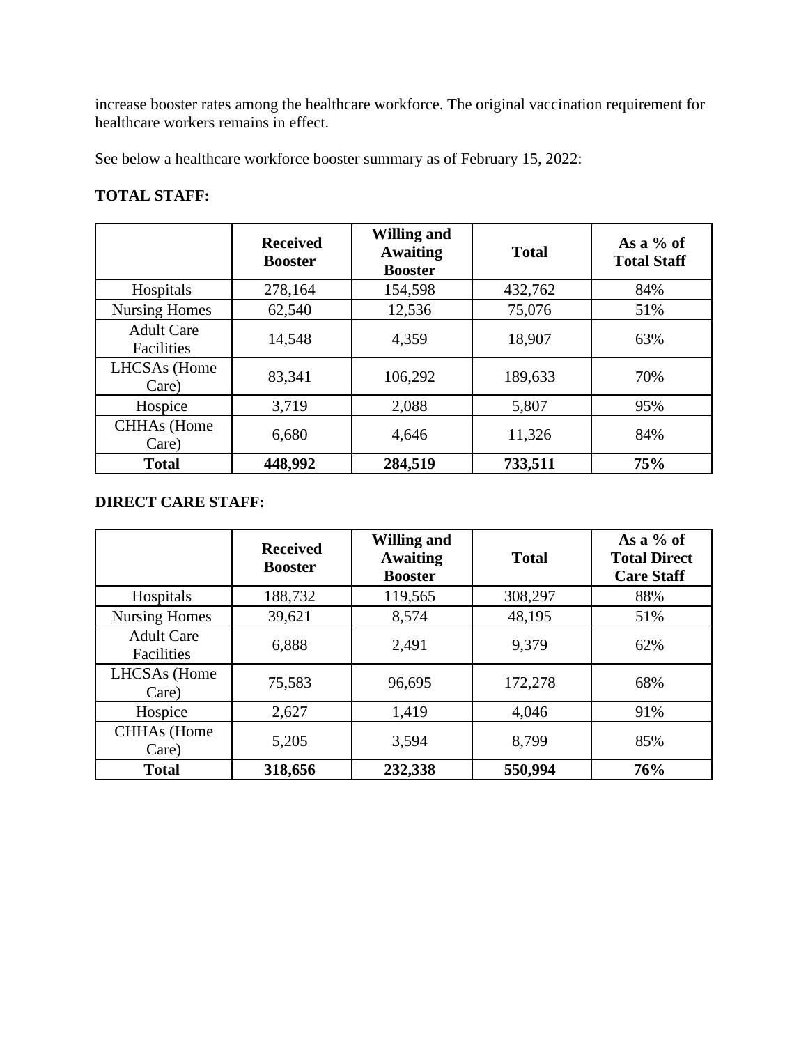increase booster rates among the healthcare workforce. The original vaccination requirement for healthcare workers remains in effect.

See below a healthcare workforce booster summary as of February 15, 2022:

**TOTAL STAFF:**

| | Received Booster | Willing and Awaiting Booster | Total | As a % of Total Staff |
|---|---|---|---|---|
| Hospitals | 278,164 | 154,598 | 432,762 | 84% |
| Nursing Homes | 62,540 | 12,536 | 75,076 | 51% |
| Adult Care Facilities | 14,548 | 4,359 | 18,907 | 63% |
| LHCSAs (Home Care) | 83,341 | 106,292 | 189,633 | 70% |
| Hospice | 3,719 | 2,088 | 5,807 | 95% |
| CHHAs (Home Care) | 6,680 | 4,646 | 11,326 | 84% |
| **Total** | **448,992** | **284,519** | **733,511** | **75%** |

**DIRECT CARE STAFF:**

| | Received Booster | Willing and Awaiting Booster | Total | As a % of Total Direct Care Staff |
|---|---|---|---|---|
| Hospitals | 188,732 | 119,565 | 308,297 | 88% |
| Nursing Homes | 39,621 | 8,574 | 48,195 | 51% |
| Adult Care Facilities | 6,888 | 2,491 | 9,379 | 62% |
| LHCSAs (Home Care) | 75,583 | 96,695 | 172,278 | 68% |
| Hospice | 2,627 | 1,419 | 4,046 | 91% |
| CHHAs (Home Care) | 5,205 | 3,594 | 8,799 | 85% |
| **Total** | **318,656** | **232,338** | **550,994** | **76%** |